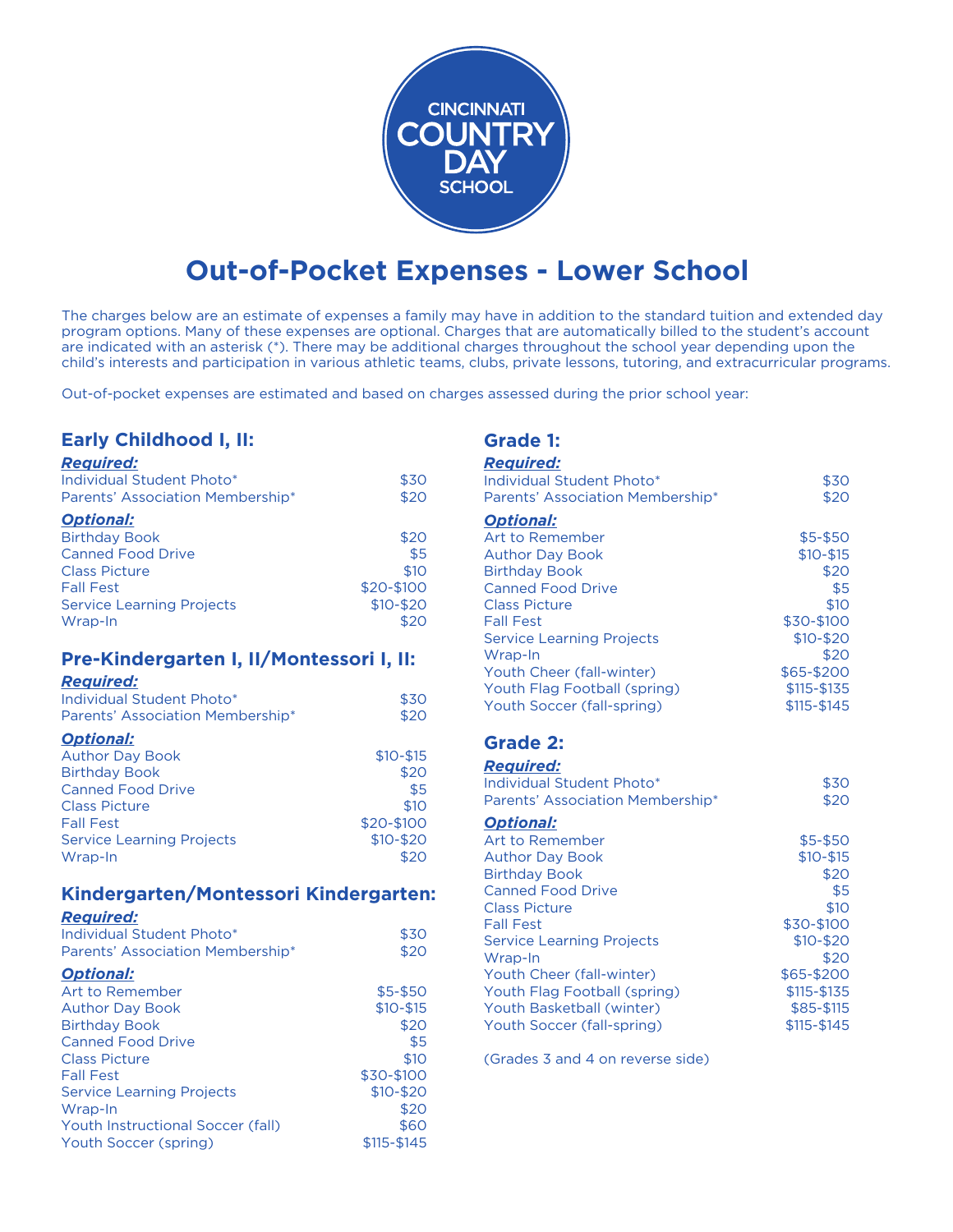CINCINNATI COUNTRY DAY SCHOOL

# Out-of-Pocket Expenses - Lower School

The charges below are an estimate of expenses a family may have in addition to the standard tuition and extended day program options. Many of these expenses are optional. Charges that are automatically billed to the student's account are indicated with an asterisk (*). There may be additional charges throughout the school year depending upon the child's interests and participation in various athletic teams, clubs, private lessons, tutoring, and extracurricular programs.

Out-of-pocket expenses are estimated and based on charges assessed during the prior school year:

## Early Childhood I, II:

***Required:***

| | |
|---|---|
| Individual Student Photo* | $30 |
| Parents' Association Membership* | $20 |

***Optional:***

| | |
|---|---|
| Birthday Book | $20 |
| Canned Food Drive | $5 |
| Class Picture | $10 |
| Fall Fest | $20-$100 |
| Service Learning Projects | $10-$20 |
| Wrap-In | $20 |

## Pre-Kindergarten I, II/Montessori I, II:

***Required:***

| | |
|---|---|
| Individual Student Photo* | $30 |
| Parents' Association Membership* | $20 |

***Optional:***

| | |
|---|---|
| Author Day Book | $10-$15 |
| Birthday Book | $20 |
| Canned Food Drive | $5 |
| Class Picture | $10 |
| Fall Fest | $20-$100 |
| Service Learning Projects | $10-$20 |
| Wrap-In | $20 |

## Kindergarten/Montessori Kindergarten:

***Required:***

| | |
|---|---|
| Individual Student Photo* | $30 |
| Parents' Association Membership* | $20 |

***Optional:***

| | |
|---|---|
| Art to Remember | $5-$50 |
| Author Day Book | $10-$15 |
| Birthday Book | $20 |
| Canned Food Drive | $5 |
| Class Picture | $10 |
| Fall Fest | $30-$100 |
| Service Learning Projects | $10-$20 |
| Wrap-In | $20 |
| Youth Instructional Soccer (fall) | $60 |
| Youth Soccer (spring) | $115-$145 |

## Grade 1:

***Required:***

| | |
|---|---|
| Individual Student Photo* | $30 |
| Parents' Association Membership* | $20 |

***Optional:***

| | |
|---|---|
| Art to Remember | $5-$50 |
| Author Day Book | $10-$15 |
| Birthday Book | $20 |
| Canned Food Drive | $5 |
| Class Picture | $10 |
| Fall Fest | $30-$100 |
| Service Learning Projects | $10-$20 |
| Wrap-In | $20 |
| Youth Cheer (fall-winter) | $65-$200 |
| Youth Flag Football (spring) | $115-$135 |
| Youth Soccer (fall-spring) | $115-$145 |

## Grade 2:

***Required:***

| | |
|---|---|
| Individual Student Photo* | $30 |
| Parents' Association Membership* | $20 |

***Optional:***

| | |
|---|---|
| Art to Remember | $5-$50 |
| Author Day Book | $10-$15 |
| Birthday Book | $20 |
| Canned Food Drive | $5 |
| Class Picture | $10 |
| Fall Fest | $30-$100 |
| Service Learning Projects | $10-$20 |
| Wrap-In | $20 |
| Youth Cheer (fall-winter) | $65-$200 |
| Youth Flag Football (spring) | $115-$135 |
| Youth Basketball (winter) | $85-$115 |
| Youth Soccer (fall-spring) | $115-$145 |

(Grades 3 and 4 on reverse side)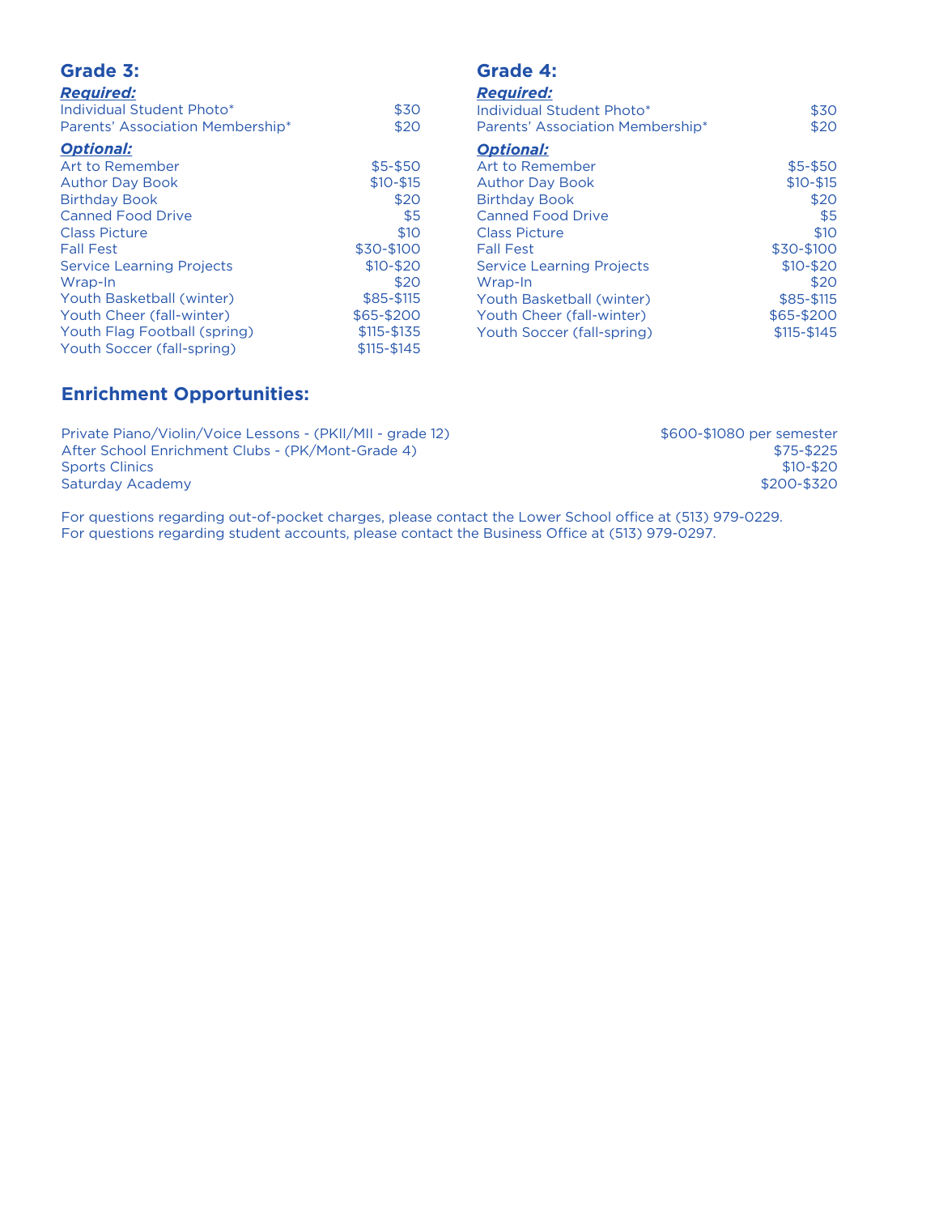## Grade 3:

***Required:***

| | |
|---|---|
| Individual Student Photo* | $30 |
| Parents' Association Membership* | $20 |

***Optional:***

| | |
|---|---|
| Art to Remember | $5-$50 |
| Author Day Book | $10-$15 |
| Birthday Book | $20 |
| Canned Food Drive | $5 |
| Class Picture | $10 |
| Fall Fest | $30-$100 |
| Service Learning Projects | $10-$20 |
| Wrap-In | $20 |
| Youth Basketball (winter) | $85-$115 |
| Youth Cheer (fall-winter) | $65-$200 |
| Youth Flag Football (spring) | $115-$135 |
| Youth Soccer (fall-spring) | $115-$145 |

## Grade 4:

***Required:***

| | |
|---|---|
| Individual Student Photo* | $30 |
| Parents' Association Membership* | $20 |

***Optional:***

| | |
|---|---|
| Art to Remember | $5-$50 |
| Author Day Book | $10-$15 |
| Birthday Book | $20 |
| Canned Food Drive | $5 |
| Class Picture | $10 |
| Fall Fest | $30-$100 |
| Service Learning Projects | $10-$20 |
| Wrap-In | $20 |
| Youth Basketball (winter) | $85-$115 |
| Youth Cheer (fall-winter) | $65-$200 |
| Youth Soccer (fall-spring) | $115-$145 |

## Enrichment Opportunities:

| | |
|---|---|
| Private Piano/Violin/Voice Lessons - (PKII/MII - grade 12) | $600-$1080 per semester |
| After School Enrichment Clubs - (PK/Mont-Grade 4) | $75-$225 |
| Sports Clinics | $10-$20 |
| Saturday Academy | $200-$320 |

For questions regarding out-of-pocket charges, please contact the Lower School office at (513) 979-0229.
For questions regarding student accounts, please contact the Business Office at (513) 979-0297.